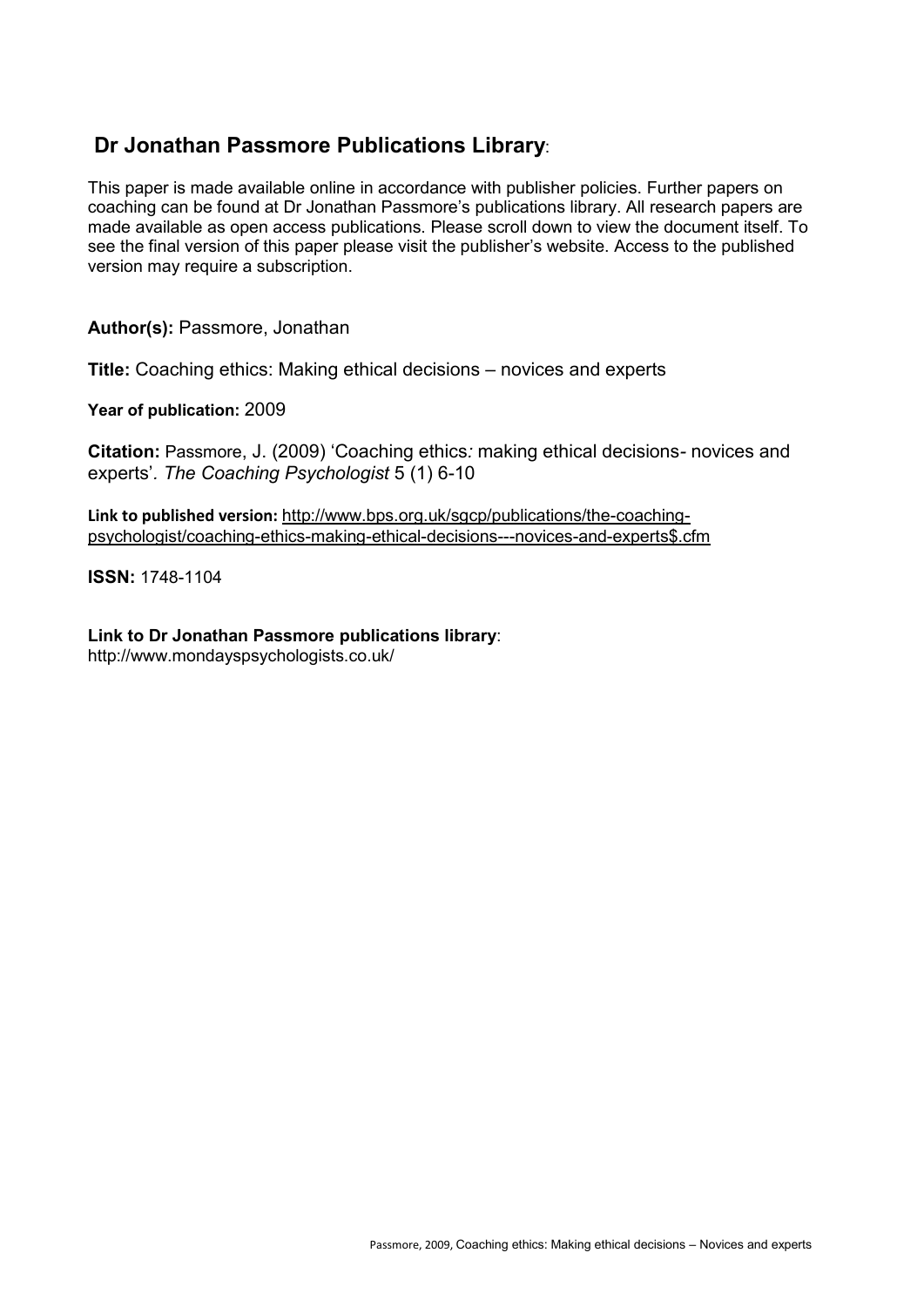## Dr Jonathan Passmore Publications Library:

This paper is made available online in accordance with publisher policies. Further papers on coaching can be found at Dr Jonathan Passmore's publications library. All research papers are made available as open access publications. Please scroll down to view the document itself. To see the final version of this paper please visit the publisher's website. Access to the published version may require a subscription.

**Author(s):** Passmore, Jonathan

**Title:** Coaching ethics: Making ethical decisions – novices and experts

**Year of publication:** 2009

**Citation:** Passmore, J. (2009) 'Coaching ethics*:* making ethical decisions- novices and experts'. *The Coaching Psychologist* 5 (1) 6-10

**Link to published version:** http://www.bps.org.uk/sgcp/publications/the-coaching-psychologist/coaching-ethics-making-ethical-decisions---novices-and-experts$.cfm

**ISSN:** 1748-1104

**Link to Dr Jonathan Passmore publications library**:
http://www.mondayspsychologists.co.uk/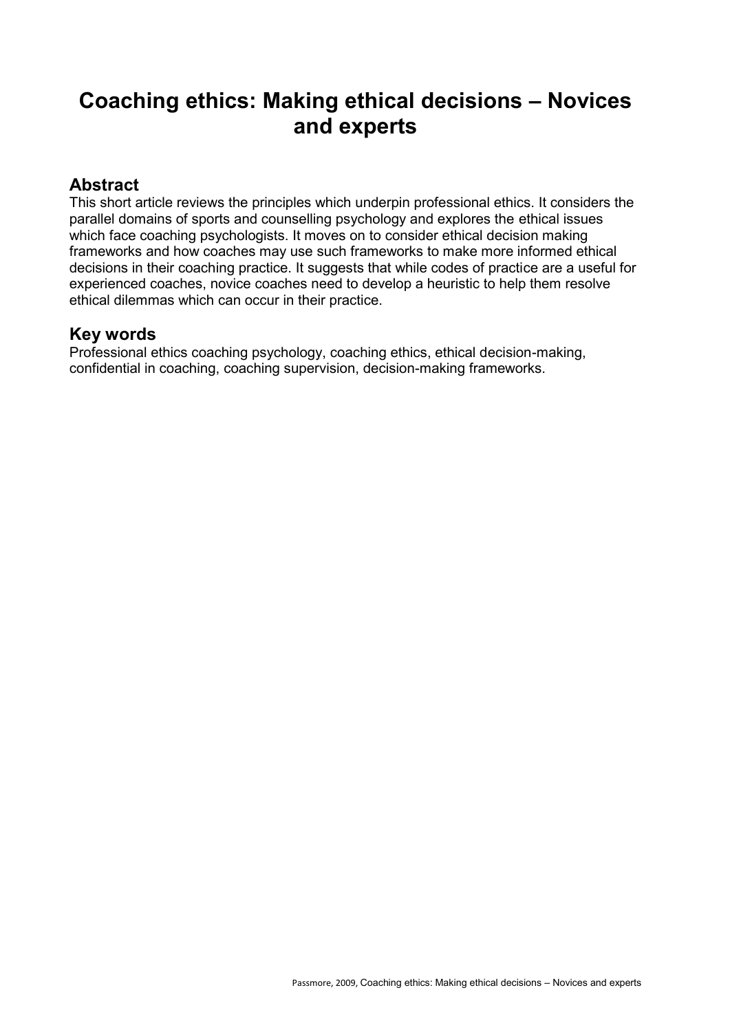# Coaching ethics: Making ethical decisions – Novices and experts

## Abstract

This short article reviews the principles which underpin professional ethics. It considers the parallel domains of sports and counselling psychology and explores the ethical issues which face coaching psychologists. It moves on to consider ethical decision making frameworks and how coaches may use such frameworks to make more informed ethical decisions in their coaching practice. It suggests that while codes of practice are a useful for experienced coaches, novice coaches need to develop a heuristic to help them resolve ethical dilemmas which can occur in their practice.

## Key words

Professional ethics coaching psychology, coaching ethics, ethical decision-making, confidential in coaching, coaching supervision, decision-making frameworks.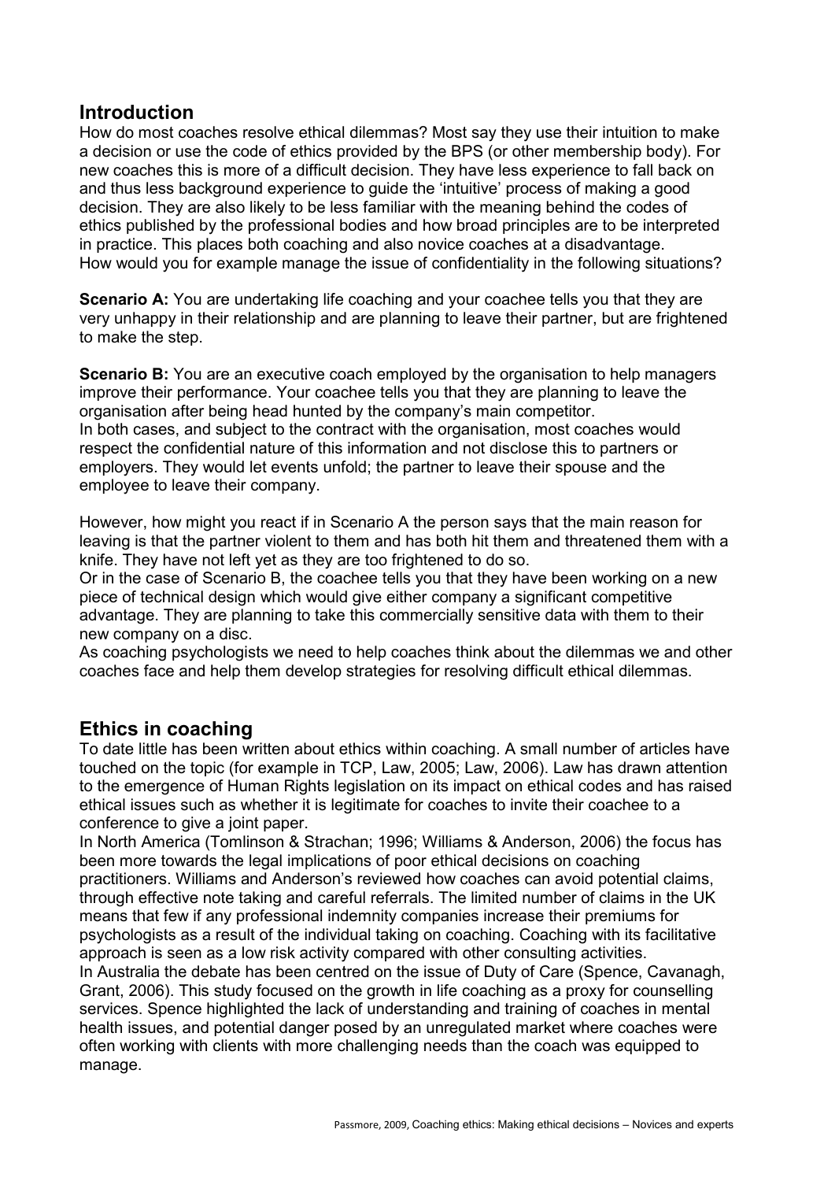## Introduction

How do most coaches resolve ethical dilemmas? Most say they use their intuition to make a decision or use the code of ethics provided by the BPS (or other membership body). For new coaches this is more of a difficult decision. They have less experience to fall back on and thus less background experience to guide the 'intuitive' process of making a good decision. They are also likely to be less familiar with the meaning behind the codes of ethics published by the professional bodies and how broad principles are to be interpreted in practice. This places both coaching and also novice coaches at a disadvantage.
How would you for example manage the issue of confidentiality in the following situations?

**Scenario A:** You are undertaking life coaching and your coachee tells you that they are very unhappy in their relationship and are planning to leave their partner, but are frightened to make the step.

**Scenario B:** You are an executive coach employed by the organisation to help managers improve their performance. Your coachee tells you that they are planning to leave the organisation after being head hunted by the company's main competitor.
In both cases, and subject to the contract with the organisation, most coaches would respect the confidential nature of this information and not disclose this to partners or employers. They would let events unfold; the partner to leave their spouse and the employee to leave their company.

However, how might you react if in Scenario A the person says that the main reason for leaving is that the partner violent to them and has both hit them and threatened them with a knife. They have not left yet as they are too frightened to do so.
Or in the case of Scenario B, the coachee tells you that they have been working on a new piece of technical design which would give either company a significant competitive advantage. They are planning to take this commercially sensitive data with them to their new company on a disc.
As coaching psychologists we need to help coaches think about the dilemmas we and other coaches face and help them develop strategies for resolving difficult ethical dilemmas.

## Ethics in coaching

To date little has been written about ethics within coaching. A small number of articles have touched on the topic (for example in TCP, Law, 2005; Law, 2006). Law has drawn attention to the emergence of Human Rights legislation on its impact on ethical codes and has raised ethical issues such as whether it is legitimate for coaches to invite their coachee to a conference to give a joint paper.
In North America (Tomlinson & Strachan; 1996; Williams & Anderson, 2006) the focus has been more towards the legal implications of poor ethical decisions on coaching practitioners. Williams and Anderson's reviewed how coaches can avoid potential claims, through effective note taking and careful referrals. The limited number of claims in the UK means that few if any professional indemnity companies increase their premiums for psychologists as a result of the individual taking on coaching. Coaching with its facilitative approach is seen as a low risk activity compared with other consulting activities.
In Australia the debate has been centred on the issue of Duty of Care (Spence, Cavanagh, Grant, 2006). This study focused on the growth in life coaching as a proxy for counselling services. Spence highlighted the lack of understanding and training of coaches in mental health issues, and potential danger posed by an unregulated market where coaches were often working with clients with more challenging needs than the coach was equipped to manage.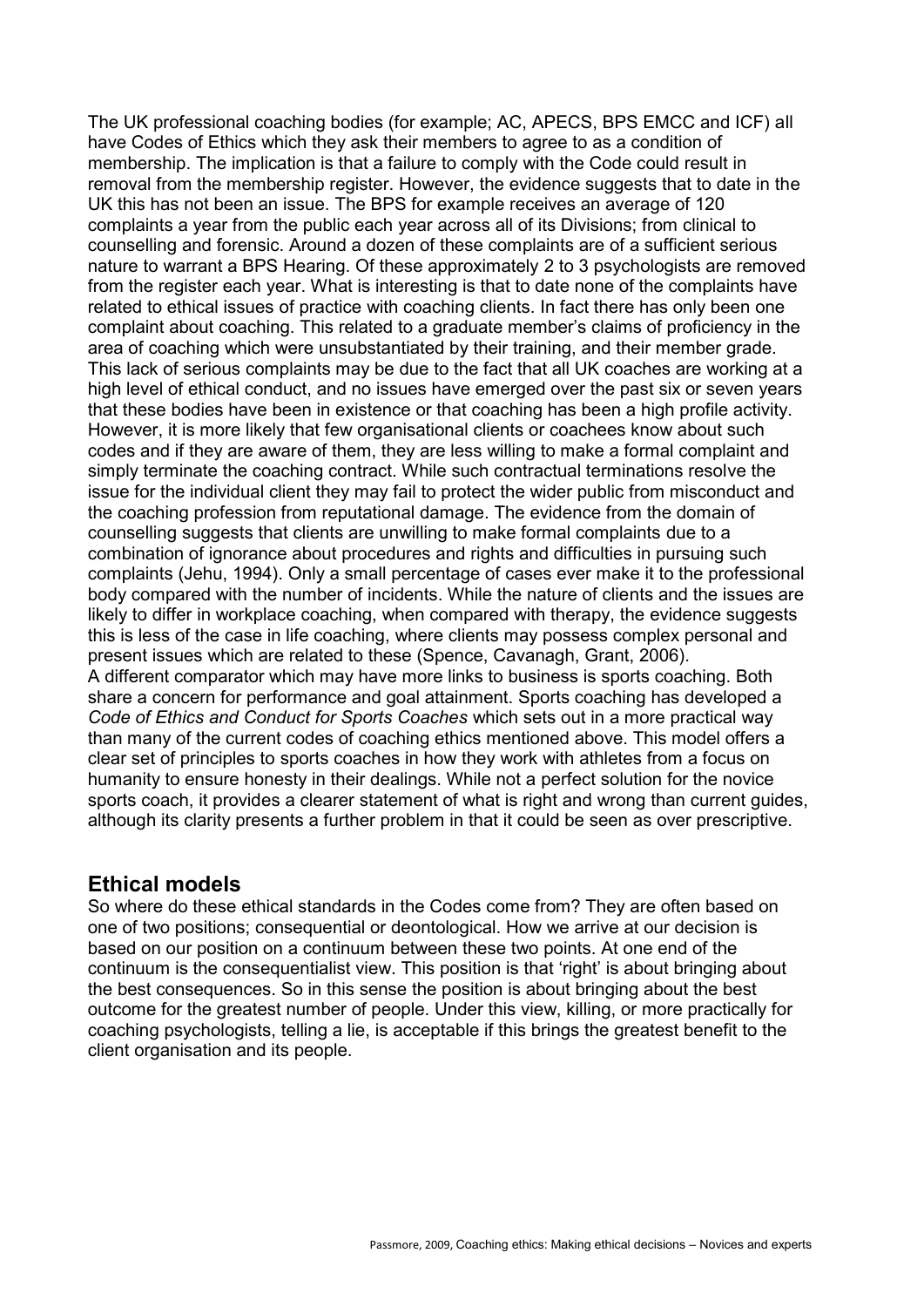The UK professional coaching bodies (for example; AC, APECS, BPS EMCC and ICF) all have Codes of Ethics which they ask their members to agree to as a condition of membership. The implication is that a failure to comply with the Code could result in removal from the membership register. However, the evidence suggests that to date in the UK this has not been an issue. The BPS for example receives an average of 120 complaints a year from the public each year across all of its Divisions; from clinical to counselling and forensic. Around a dozen of these complaints are of a sufficient serious nature to warrant a BPS Hearing. Of these approximately 2 to 3 psychologists are removed from the register each year. What is interesting is that to date none of the complaints have related to ethical issues of practice with coaching clients. In fact there has only been one complaint about coaching. This related to a graduate member's claims of proficiency in the area of coaching which were unsubstantiated by their training, and their member grade. This lack of serious complaints may be due to the fact that all UK coaches are working at a high level of ethical conduct, and no issues have emerged over the past six or seven years that these bodies have been in existence or that coaching has been a high profile activity. However, it is more likely that few organisational clients or coachees know about such codes and if they are aware of them, they are less willing to make a formal complaint and simply terminate the coaching contract. While such contractual terminations resolve the issue for the individual client they may fail to protect the wider public from misconduct and the coaching profession from reputational damage. The evidence from the domain of counselling suggests that clients are unwilling to make formal complaints due to a combination of ignorance about procedures and rights and difficulties in pursuing such complaints (Jehu, 1994). Only a small percentage of cases ever make it to the professional body compared with the number of incidents. While the nature of clients and the issues are likely to differ in workplace coaching, when compared with therapy, the evidence suggests this is less of the case in life coaching, where clients may possess complex personal and present issues which are related to these (Spence, Cavanagh, Grant, 2006).
A different comparator which may have more links to business is sports coaching. Both share a concern for performance and goal attainment. Sports coaching has developed a *Code of Ethics and Conduct for Sports Coaches* which sets out in a more practical way than many of the current codes of coaching ethics mentioned above. This model offers a clear set of principles to sports coaches in how they work with athletes from a focus on humanity to ensure honesty in their dealings. While not a perfect solution for the novice sports coach, it provides a clearer statement of what is right and wrong than current guides, although its clarity presents a further problem in that it could be seen as over prescriptive.

## Ethical models

So where do these ethical standards in the Codes come from? They are often based on one of two positions; consequential or deontological. How we arrive at our decision is based on our position on a continuum between these two points. At one end of the continuum is the consequentialist view. This position is that 'right' is about bringing about the best consequences. So in this sense the position is about bringing about the best outcome for the greatest number of people. Under this view, killing, or more practically for coaching psychologists, telling a lie, is acceptable if this brings the greatest benefit to the client organisation and its people.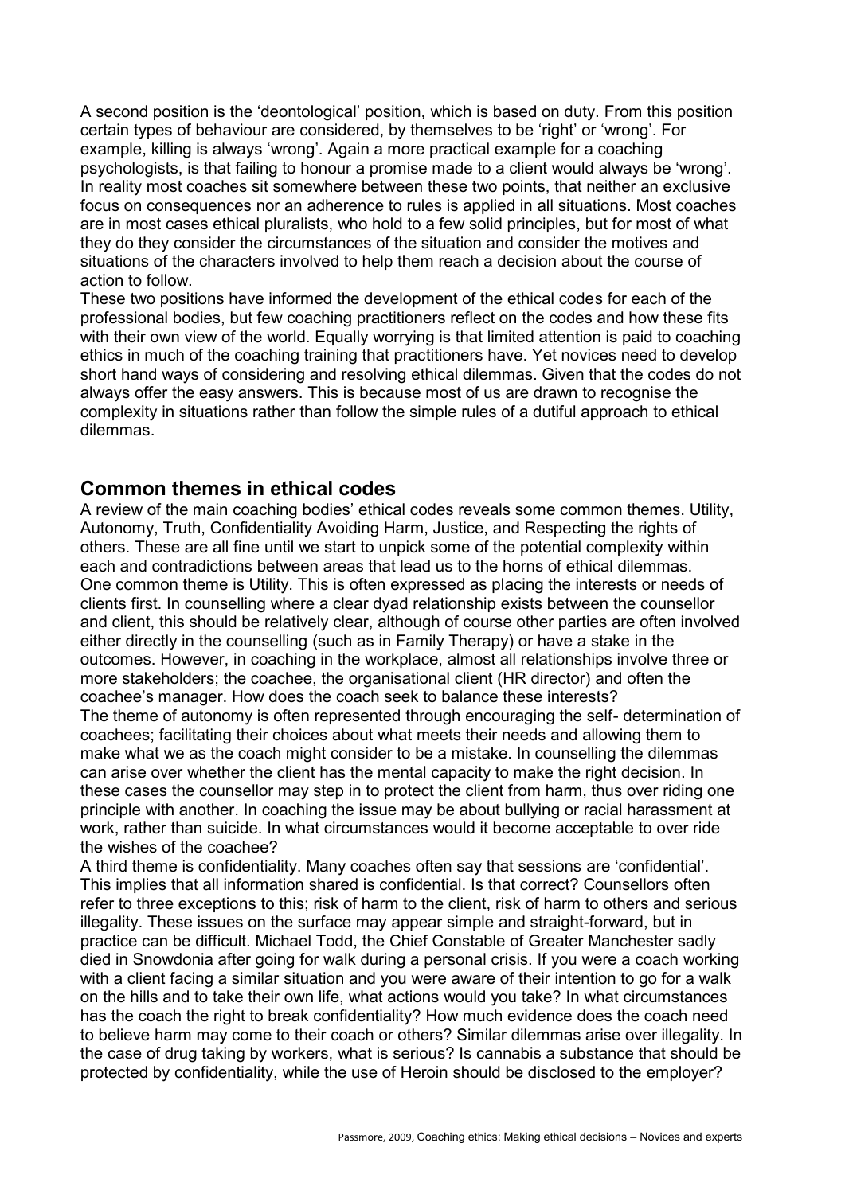A second position is the 'deontological' position, which is based on duty. From this position certain types of behaviour are considered, by themselves to be 'right' or 'wrong'. For example, killing is always 'wrong'. Again a more practical example for a coaching psychologists, is that failing to honour a promise made to a client would always be 'wrong'. In reality most coaches sit somewhere between these two points, that neither an exclusive focus on consequences nor an adherence to rules is applied in all situations. Most coaches are in most cases ethical pluralists, who hold to a few solid principles, but for most of what they do they consider the circumstances of the situation and consider the motives and situations of the characters involved to help them reach a decision about the course of action to follow.

These two positions have informed the development of the ethical codes for each of the professional bodies, but few coaching practitioners reflect on the codes and how these fits with their own view of the world. Equally worrying is that limited attention is paid to coaching ethics in much of the coaching training that practitioners have. Yet novices need to develop short hand ways of considering and resolving ethical dilemmas. Given that the codes do not always offer the easy answers. This is because most of us are drawn to recognise the complexity in situations rather than follow the simple rules of a dutiful approach to ethical dilemmas.

## Common themes in ethical codes

A review of the main coaching bodies' ethical codes reveals some common themes. Utility, Autonomy, Truth, Confidentiality Avoiding Harm, Justice, and Respecting the rights of others. These are all fine until we start to unpick some of the potential complexity within each and contradictions between areas that lead us to the horns of ethical dilemmas.

One common theme is Utility. This is often expressed as placing the interests or needs of clients first. In counselling where a clear dyad relationship exists between the counsellor and client, this should be relatively clear, although of course other parties are often involved either directly in the counselling (such as in Family Therapy) or have a stake in the outcomes. However, in coaching in the workplace, almost all relationships involve three or more stakeholders; the coachee, the organisational client (HR director) and often the coachee's manager. How does the coach seek to balance these interests?

The theme of autonomy is often represented through encouraging the self- determination of coachees; facilitating their choices about what meets their needs and allowing them to make what we as the coach might consider to be a mistake. In counselling the dilemmas can arise over whether the client has the mental capacity to make the right decision. In these cases the counsellor may step in to protect the client from harm, thus over riding one principle with another. In coaching the issue may be about bullying or racial harassment at work, rather than suicide. In what circumstances would it become acceptable to over ride the wishes of the coachee?

A third theme is confidentiality. Many coaches often say that sessions are 'confidential'. This implies that all information shared is confidential. Is that correct? Counsellors often refer to three exceptions to this; risk of harm to the client, risk of harm to others and serious illegality. These issues on the surface may appear simple and straight-forward, but in practice can be difficult. Michael Todd, the Chief Constable of Greater Manchester sadly died in Snowdonia after going for walk during a personal crisis. If you were a coach working with a client facing a similar situation and you were aware of their intention to go for a walk on the hills and to take their own life, what actions would you take? In what circumstances has the coach the right to break confidentiality? How much evidence does the coach need to believe harm may come to their coach or others? Similar dilemmas arise over illegality. In the case of drug taking by workers, what is serious? Is cannabis a substance that should be protected by confidentiality, while the use of Heroin should be disclosed to the employer?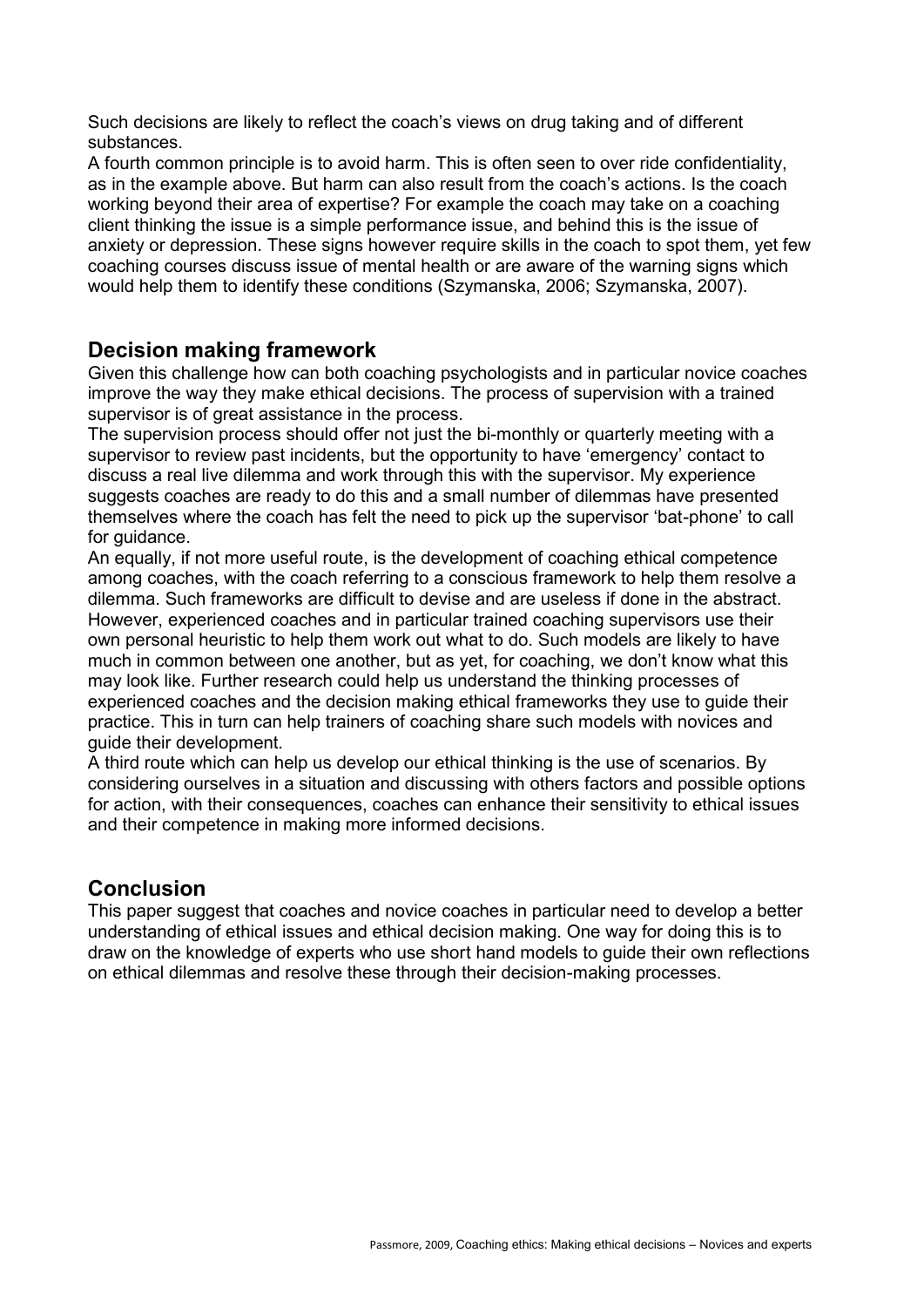Such decisions are likely to reflect the coach's views on drug taking and of different substances.

A fourth common principle is to avoid harm. This is often seen to over ride confidentiality, as in the example above. But harm can also result from the coach's actions. Is the coach working beyond their area of expertise? For example the coach may take on a coaching client thinking the issue is a simple performance issue, and behind this is the issue of anxiety or depression. These signs however require skills in the coach to spot them, yet few coaching courses discuss issue of mental health or are aware of the warning signs which would help them to identify these conditions (Szymanska, 2006; Szymanska, 2007).

## Decision making framework

Given this challenge how can both coaching psychologists and in particular novice coaches improve the way they make ethical decisions. The process of supervision with a trained supervisor is of great assistance in the process.

The supervision process should offer not just the bi-monthly or quarterly meeting with a supervisor to review past incidents, but the opportunity to have 'emergency' contact to discuss a real live dilemma and work through this with the supervisor. My experience suggests coaches are ready to do this and a small number of dilemmas have presented themselves where the coach has felt the need to pick up the supervisor 'bat-phone' to call for guidance.

An equally, if not more useful route, is the development of coaching ethical competence among coaches, with the coach referring to a conscious framework to help them resolve a dilemma. Such frameworks are difficult to devise and are useless if done in the abstract. However, experienced coaches and in particular trained coaching supervisors use their own personal heuristic to help them work out what to do. Such models are likely to have much in common between one another, but as yet, for coaching, we don't know what this may look like. Further research could help us understand the thinking processes of experienced coaches and the decision making ethical frameworks they use to guide their practice. This in turn can help trainers of coaching share such models with novices and guide their development.

A third route which can help us develop our ethical thinking is the use of scenarios. By considering ourselves in a situation and discussing with others factors and possible options for action, with their consequences, coaches can enhance their sensitivity to ethical issues and their competence in making more informed decisions.

## Conclusion

This paper suggest that coaches and novice coaches in particular need to develop a better understanding of ethical issues and ethical decision making. One way for doing this is to draw on the knowledge of experts who use short hand models to guide their own reflections on ethical dilemmas and resolve these through their decision-making processes.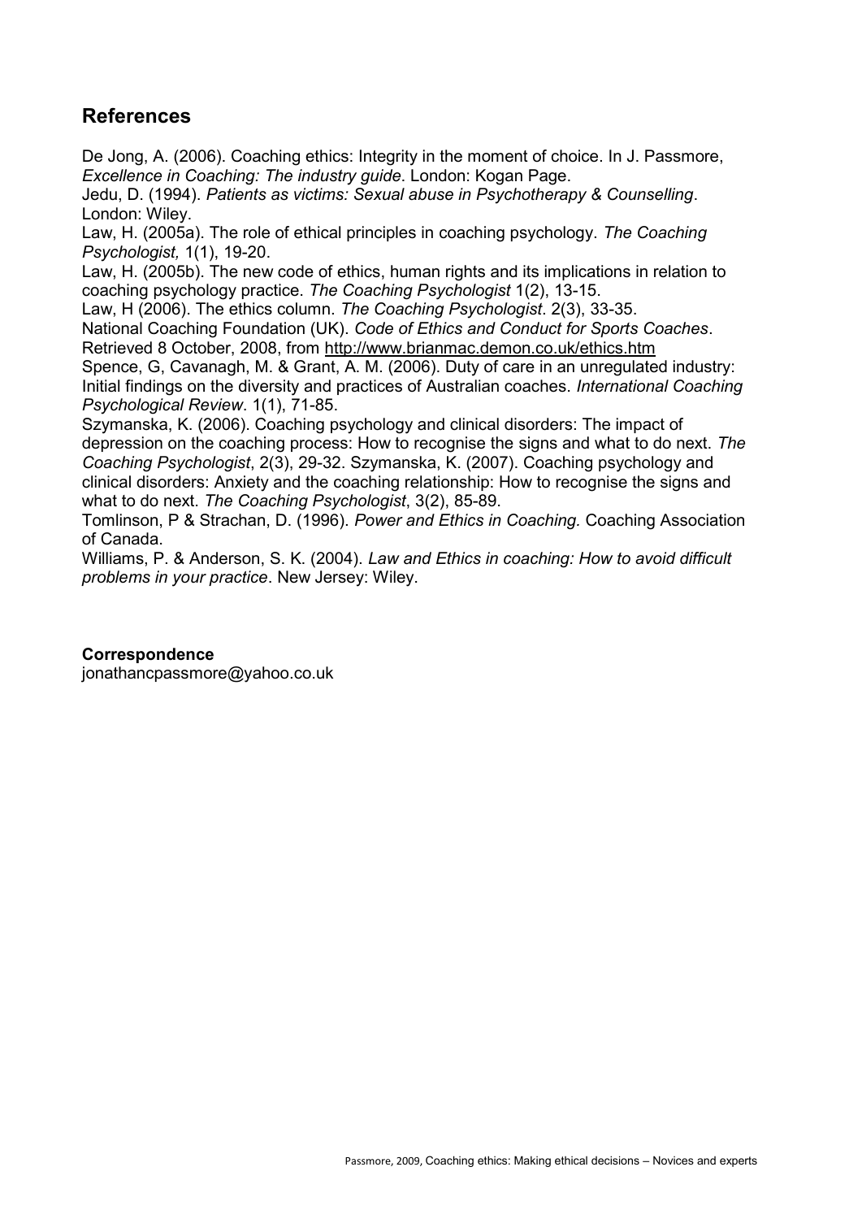## References

De Jong, A. (2006). Coaching ethics: Integrity in the moment of choice. In J. Passmore, *Excellence in Coaching: The industry guide*. London: Kogan Page.

Jedu, D. (1994). *Patients as victims: Sexual abuse in Psychotherapy & Counselling*. London: Wiley.

Law, H. (2005a). The role of ethical principles in coaching psychology. *The Coaching Psychologist,* 1(1), 19-20.

Law, H. (2005b). The new code of ethics, human rights and its implications in relation to coaching psychology practice. *The Coaching Psychologist* 1(2), 13-15.

Law, H (2006). The ethics column. *The Coaching Psychologist*. 2(3), 33-35.

National Coaching Foundation (UK). *Code of Ethics and Conduct for Sports Coaches*. Retrieved 8 October, 2008, from http://www.brianmac.demon.co.uk/ethics.htm

Spence, G, Cavanagh, M. & Grant, A. M. (2006). Duty of care in an unregulated industry: Initial findings on the diversity and practices of Australian coaches. *International Coaching Psychological Review*. 1(1), 71-85.

Szymanska, K. (2006). Coaching psychology and clinical disorders: The impact of depression on the coaching process: How to recognise the signs and what to do next. *The Coaching Psychologist*, 2(3), 29-32. Szymanska, K. (2007). Coaching psychology and clinical disorders: Anxiety and the coaching relationship: How to recognise the signs and what to do next. *The Coaching Psychologist*, 3(2), 85-89.

Tomlinson, P & Strachan, D. (1996). *Power and Ethics in Coaching.* Coaching Association of Canada.

Williams, P. & Anderson, S. K. (2004). *Law and Ethics in coaching: How to avoid difficult problems in your practice*. New Jersey: Wiley.

**Correspondence**

jonathancpassmore@yahoo.co.uk